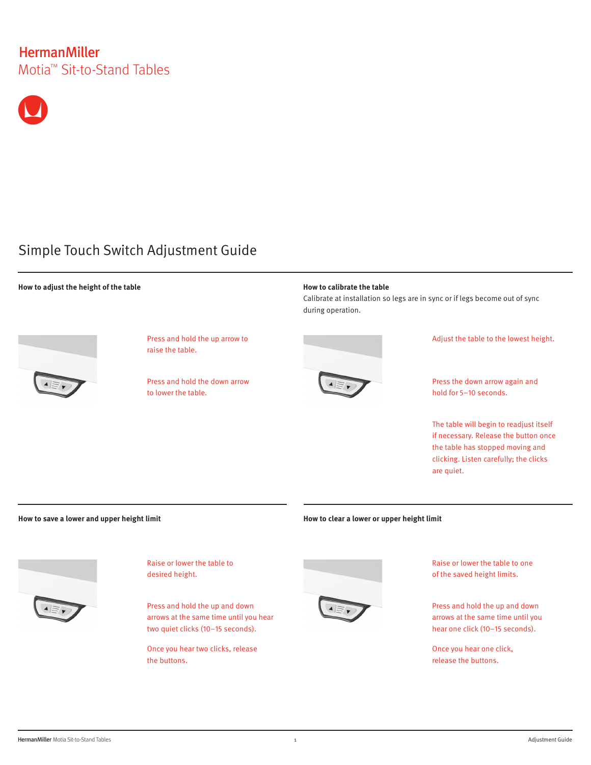# HermanMiller
## Motia™ Sit-to-Stand Tables

# Simple Touch Switch Adjustment Guide

### How to adjust the height of the table

Press and hold the up arrow to raise the table.

Press and hold the down arrow to lower the table.

### How to calibrate the table

Calibrate at installation so legs are in sync or if legs become out of sync during operation.

Adjust the table to the lowest height.

Press the down arrow again and hold for 5–10 seconds.

The table will begin to readjust itself if necessary. Release the button once the table has stopped moving and clicking. Listen carefully; the clicks are quiet.

### How to save a lower and upper height limit

Raise or lower the table to desired height.

Press and hold the up and down arrows at the same time until you hear two quiet clicks (10–15 seconds).

Once you hear two clicks, release the buttons.

### How to clear a lower or upper height limit

Raise or lower the table to one of the saved height limits.

Press and hold the up and down arrows at the same time until you hear one click (10–15 seconds).

Once you hear one click, release the buttons.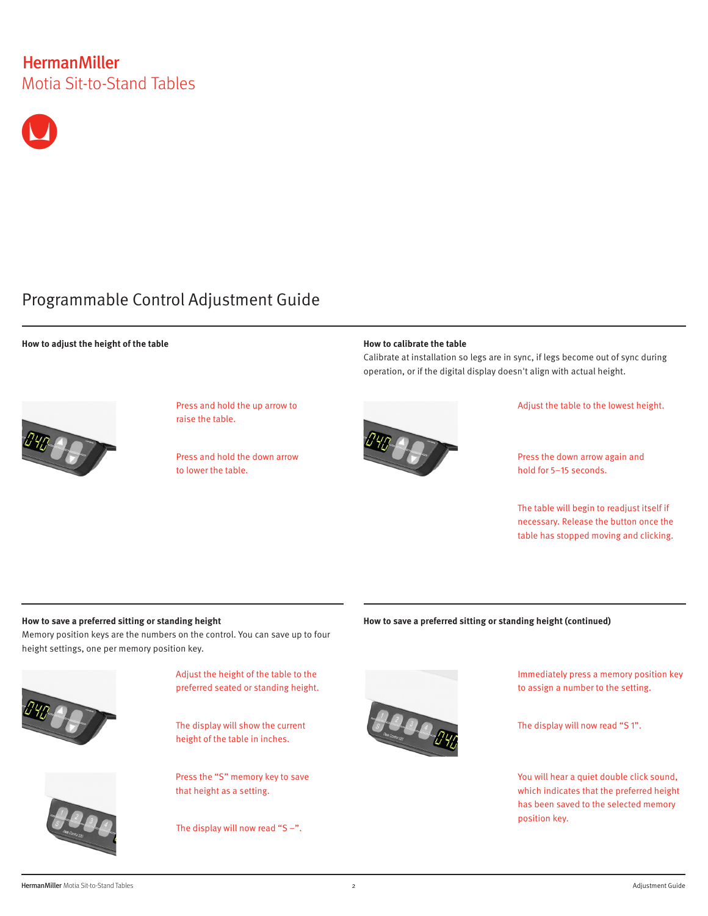HermanMiller
Motia Sit-to-Stand Tables

# Programmable Control Adjustment Guide

### How to adjust the height of the table

Press and hold the up arrow to raise the table.

Press and hold the down arrow to lower the table.

### How to calibrate the table

Calibrate at installation so legs are in sync, if legs become out of sync during operation, or if the digital display doesn't align with actual height.

Adjust the table to the lowest height.

Press the down arrow again and hold for 5–15 seconds.

The table will begin to readjust itself if necessary. Release the button once the table has stopped moving and clicking.

### How to save a preferred sitting or standing height

Memory position keys are the numbers on the control. You can save up to four height settings, one per memory position key.

Adjust the height of the table to the preferred seated or standing height.

The display will show the current height of the table in inches.

Press the "S" memory key to save that height as a setting.

The display will now read "S –".

### How to save a preferred sitting or standing height (continued)

Immediately press a memory position key to assign a number to the setting.

The display will now read "S 1".

You will hear a quiet double click sound, which indicates that the preferred height has been saved to the selected memory position key.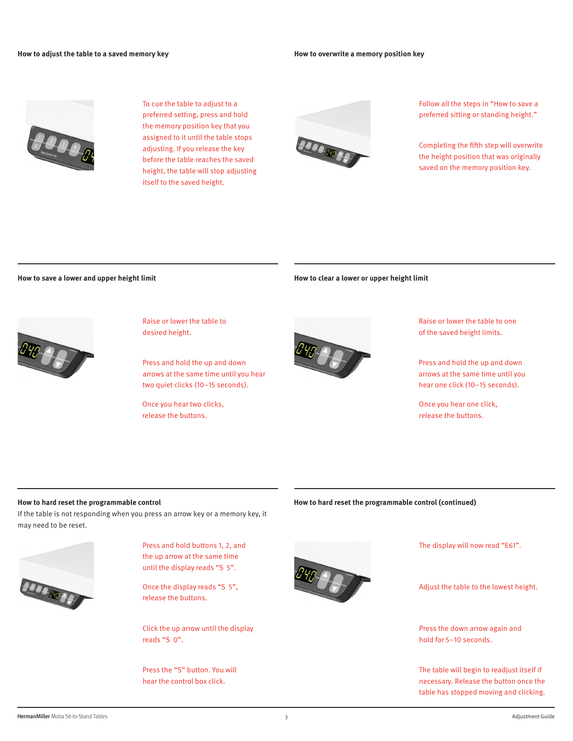### How to adjust the table to a saved memory key

To cue the table to adjust to a preferred setting, press and hold the memory position key that you assigned to it until the table stops adjusting. If you release the key before the table reaches the saved height, the table will stop adjusting itself to the saved height.

### How to overwrite a memory position key

Follow all the steps in "How to save a preferred sitting or standing height."

Completing the fifth step will overwrite the height position that was originally saved on the memory position key.

### How to save a lower and upper height limit

Raise or lower the table to desired height.

Press and hold the up and down arrows at the same time until you hear two quiet clicks (10–15 seconds).

Once you hear two clicks, release the buttons.

### How to clear a lower or upper height limit

Raise or lower the table to one of the saved height limits.

Press and hold the up and down arrows at the same time until you hear one click (10–15 seconds).

Once you hear one click, release the buttons.

### How to hard reset the programmable control

If the table is not responding when you press an arrow key or a memory key, it may need to be reset.

Press and hold buttons 1, 2, and the up arrow at the same time until the display reads "S 5".

Once the display reads "S 5", release the buttons.

Click the up arrow until the display reads "S 0".

Press the "S" button. You will hear the control box click.

### How to hard reset the programmable control (continued)

The display will now read "E61".

Adjust the table to the lowest height.

Press the down arrow again and hold for 5–10 seconds.

The table will begin to readjust itself if necessary. Release the button once the table has stopped moving and clicking.